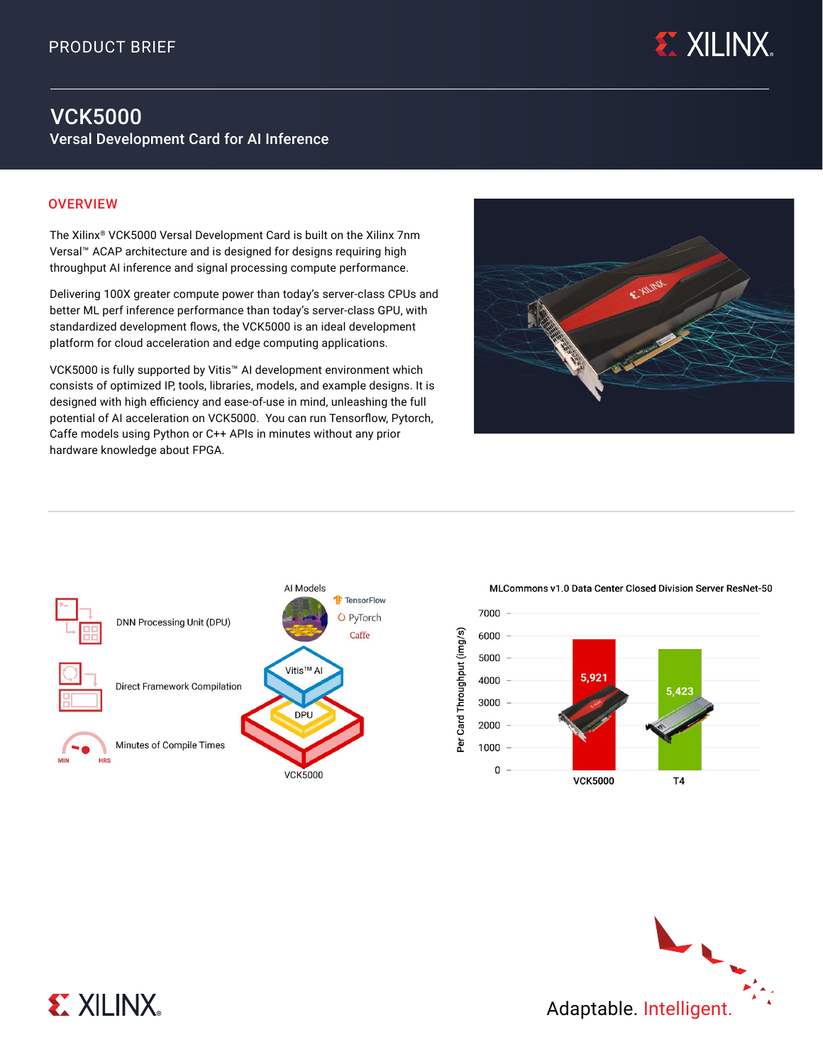PRODUCT BRIEF

# VCK5000

## Versal Development Card for AI Inference

### OVERVIEW

The Xilinx® VCK5000 Versal Development Card is built on the Xilinx 7nm Versal™ ACAP architecture and is designed for designs requiring high throughput AI inference and signal processing compute performance.

Delivering 100X greater compute power than today's server-class CPUs and better ML perf inference performance than today's server-class GPU, with standardized development flows, the VCK5000 is an ideal development platform for cloud acceleration and edge computing applications.

VCK5000 is fully supported by Vitis™ AI development environment which consists of optimized IP, tools, libraries, models, and example designs. It is designed with high efficiency and ease-of-use in mind, unleashing the full potential of AI acceleration on VCK5000. You can run Tensorflow, Pytorch, Caffe models using Python or C++ APIs in minutes without any prior hardware knowledge about FPGA.

DNN Processing Unit (DPU)

Direct Framework Compilation

Minutes of Compile Times

MIN HRS

AI Models

TensorFlow

PyTorch

Caffe

Vitis™ AI

DPU

VCK5000

MLCommons v1.0 Data Center Closed Division Server ResNet-50

Per Card Throughput (img/s)

7000
6000
5000
4000
3000
2000
1000
0

5,921

5,423

VCK5000

T4

Adaptable. Intelligent.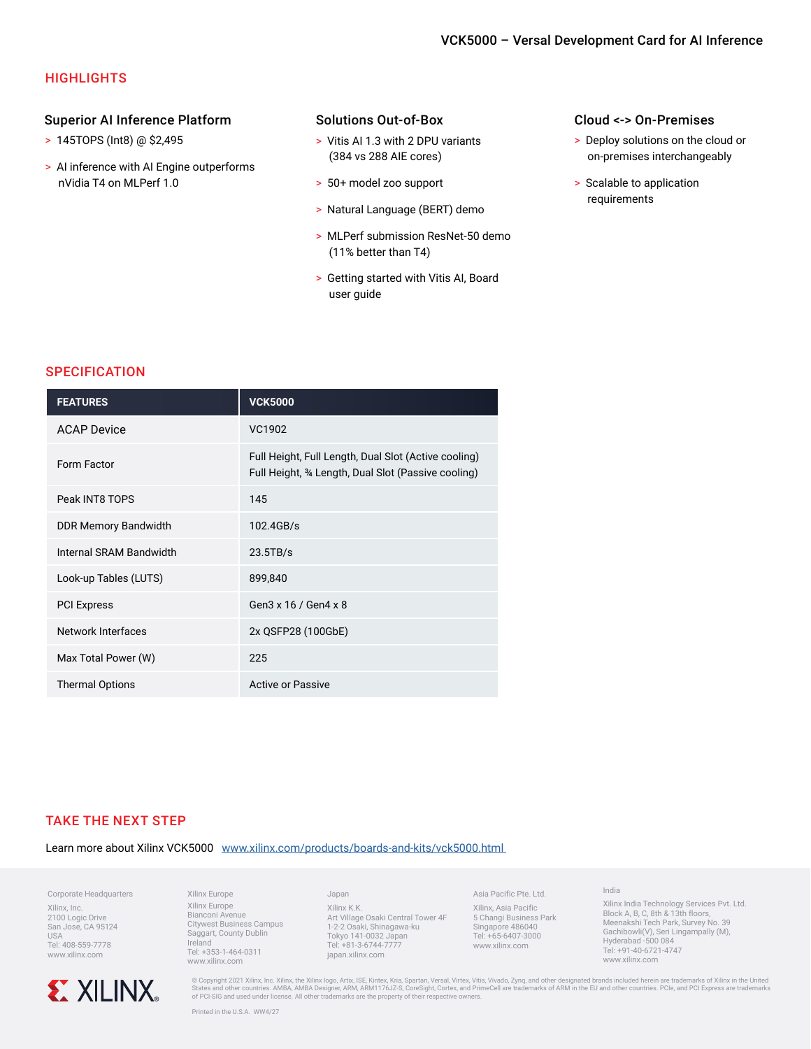## HIGHLIGHTS

### Superior AI Inference Platform

- 145TOPS (Int8) @ $2,495
- AI inference with AI Engine outperforms nVidia T4 on MLPerf 1.0

### Solutions Out-of-Box

- Vitis AI 1.3 with 2 DPU variants (384 vs 288 AIE cores)
- 50+ model zoo support
- Natural Language (BERT) demo
- MLPerf submission ResNet-50 demo (11% better than T4)
- Getting started with Vitis AI, Board user guide

### Cloud <-> On-Premises

- Deploy solutions on the cloud or on-premises interchangeably
- Scalable to application requirements

## SPECIFICATION

| FEATURES | VCK5000 |
|---|---|
| ACAP Device | VC1902 |
| Form Factor | Full Height, Full Length, Dual Slot (Active cooling)<br>Full Height, ¾ Length, Dual Slot (Passive cooling) |
| Peak INT8 TOPS | 145 |
| DDR Memory Bandwidth | 102.4GB/s |
| Internal SRAM Bandwidth | 23.5TB/s |
| Look-up Tables (LUTS) | 899,840 |
| PCI Express | Gen3 x 16 / Gen4 x 8 |
| Network Interfaces | 2x QSFP28 (100GbE) |
| Max Total Power (W) | 225 |
| Thermal Options | Active or Passive |

## TAKE THE NEXT STEP

Learn more about Xilinx VCK5000 www.xilinx.com/products/boards-and-kits/vck5000.html

Corporate Headquarters
Xilinx, Inc.
2100 Logic Drive
San Jose, CA 95124
USA
Tel: 408-559-7778
www.xilinx.com

Xilinx Europe
Xilinx Europe
Bianconi Avenue
Citywest Business Campus
Saggart, County Dublin
Ireland
Tel: +353-1-464-0311
www.xilinx.com

Japan
Xilinx K.K.
Art Village Osaki Central Tower 4F
1-2-2 Osaki, Shinagawa-ku
Tokyo 141-0032 Japan
Tel: +81-3-6744-7777
japan.xilinx.com

Asia Pacific Pte. Ltd.
Xilinx, Asia Pacific
5 Changi Business Park
Singapore 486040
Tel: +65-6407-3000
www.xilinx.com

India
Xilinx India Technology Services Pvt. Ltd.
Block A, B, C, 8th & 13th floors,
Meenakshi Tech Park, Survey No. 39
Gachibowli(V), Seri Lingampally (M),
Hyderabad -500 084
Tel: +91-40-6721-4747
www.xilinx.com

XILINX

© Copyright 2021 Xilinx, Inc. Xilinx, the Xilinx logo, Artix, ISE, Kintex, Kria, Spartan, Versal, Virtex, Vitis, Vivado, Zynq, and other designated brands included herein are trademarks of Xilinx in the United States and other countries. AMBA, AMBA Designer, ARM, ARM1176JZ-S, CoreSight, Cortex, and PrimeCell are trademarks of ARM in the EU and other countries. PCIe, and PCI Express are trademarks of PCI-SIG and used under license. All other trademarks are the property of their respective owners.

Printed in the U.S.A. WW4/27